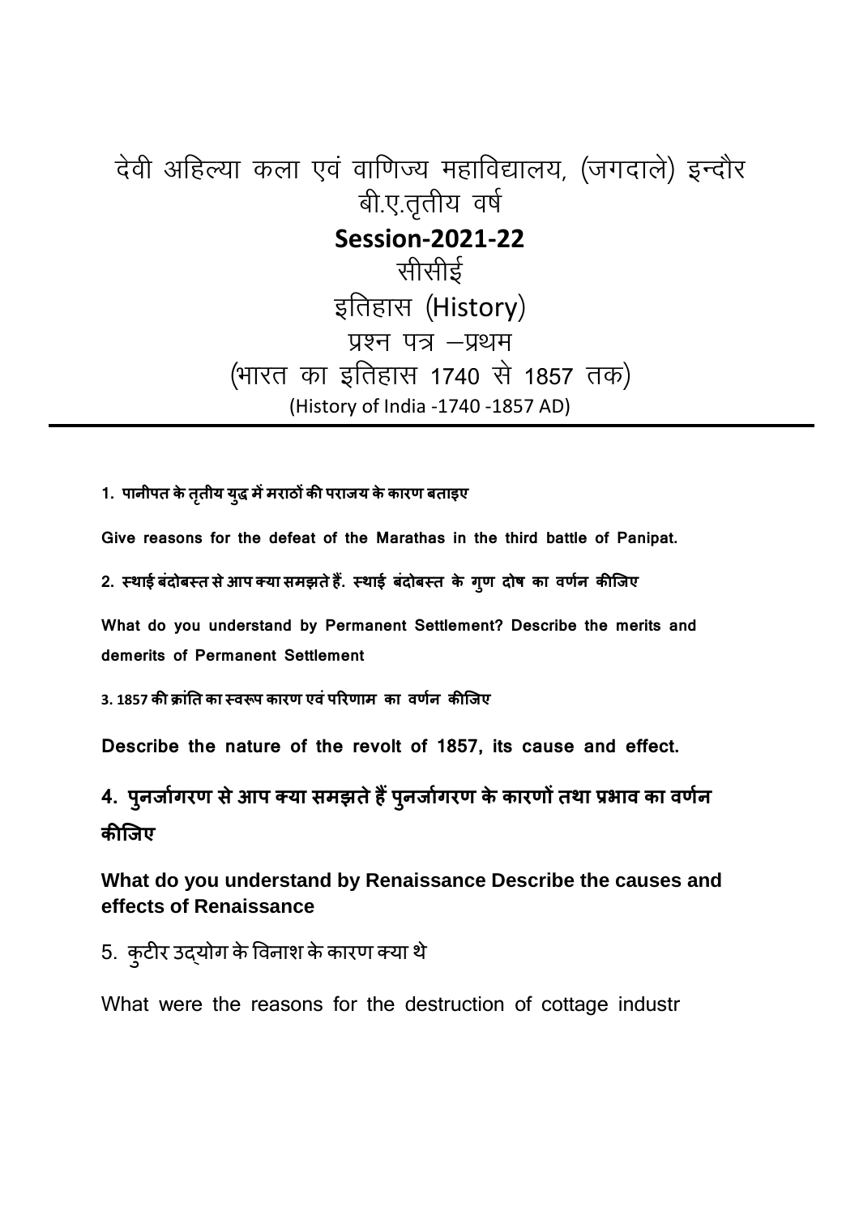# देवी अहिल्या कला एवं वाणिज्य महाविद्यालय, (जगदाले) इन्दौर

## बी.ए.तृतीय वर्ष

## **Session-2021-22**

## सीसीई

## इतिहास (History)

## प्रश्न पत्र –प्रथम

## (भारत का इतिहास 1740 से 1857 तक)

(History of India -1740 -1857 AD)

---

**1. पानीपत के तृतीय युद्ध में मराठों की पराजय के कारण बताइए**

**Give reasons for the defeat of the Marathas in the third battle of Panipat.**

**2. स्थाई बंदोबस्त से आप क्या समझते हैं. स्थाई बंदोबस्त के गुण दोष का वर्णन कीजिए**

**What do you understand by Permanent Settlement? Describe the merits and demerits of Permanent Settlement**

**3. 1857 की क्रांति का स्वरूप कारण एवं परिणाम का वर्णन कीजिए**

**Describe the nature of the revolt of 1857, its cause and effect.**

**4. पुनर्जागरण से आप क्या समझते हैं पुनर्जागरण के कारणों तथा प्रभाव का वर्णन कीजिए**

**What do you understand by Renaissance Describe the causes and effects of Renaissance**

5. कुटीर उद्योग के विनाश के कारण क्या थे

What were the reasons for the destruction of cottage industr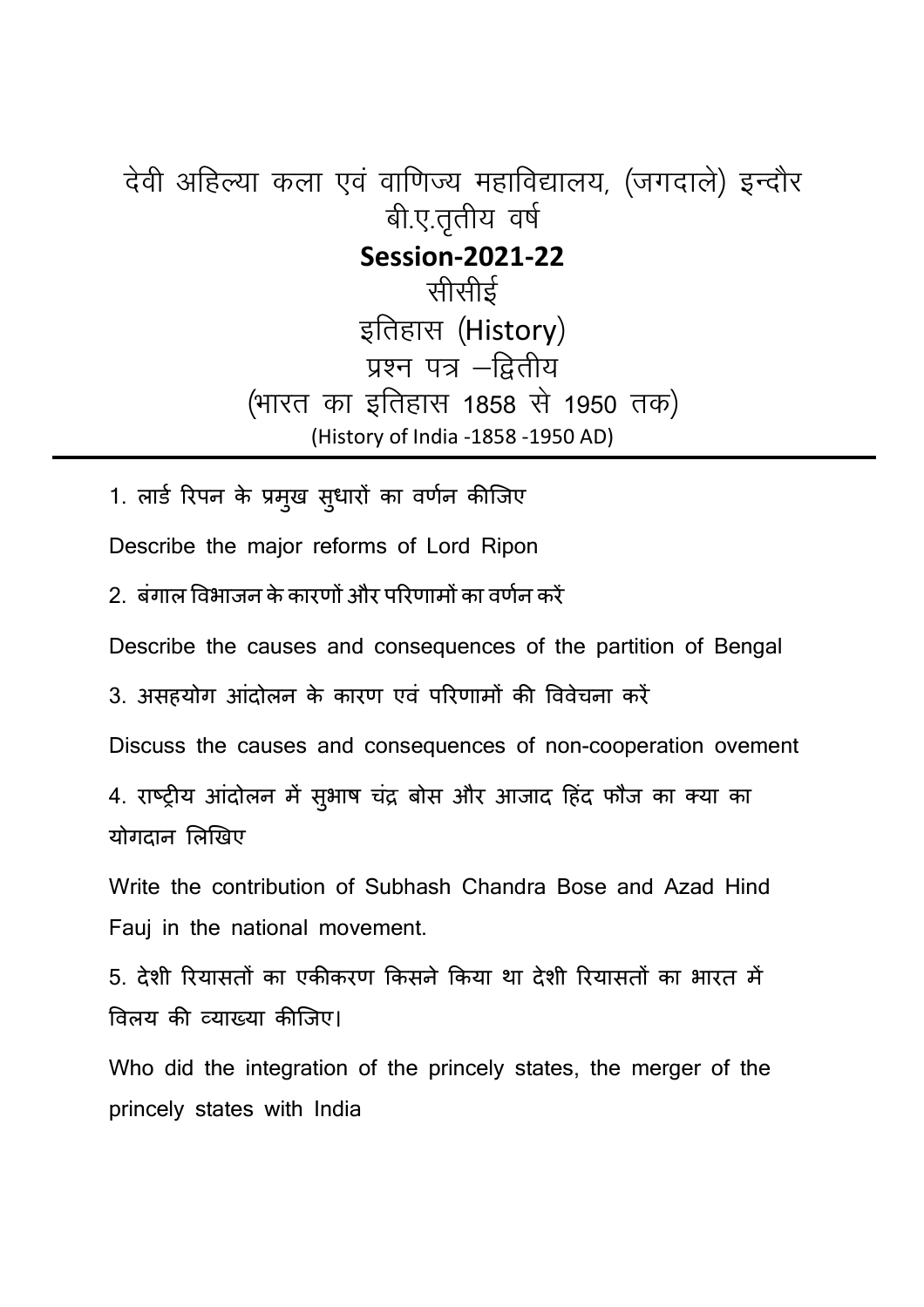# देवी अहिल्या कला एवं वाणिज्य महाविद्यालय, (जगदाले) इन्दौर

## बी.ए.तृतीय वर्ष

## **Session-2021-22**

## सीसीई

## इतिहास (History)

## प्रश्न पत्र –द्वितीय

## (भारत का इतिहास 1858 से 1950 तक)

(History of India -1858 -1950 AD)

---

1. लार्ड रिपन के प्रमुख सुधारों का वर्णन कीजिए

Describe the major reforms of Lord Ripon

2. बंगाल विभाजन के कारणों और परिणामों का वर्णन करें

Describe the causes and consequences of the partition of Bengal

3. असहयोग आंदोलन के कारण एवं परिणामों की विवेचना करें

Discuss the causes and consequences of non-cooperation ovement

4. राष्ट्रीय आंदोलन में सुभाष चंद्र बोस और आजाद हिंद फौज का क्या का योगदान लिखिए

Write the contribution of Subhash Chandra Bose and Azad Hind Fauj in the national movement.

5. देशी रियासतों का एकीकरण किसने किया था देशी रियासतों का भारत में विलय की व्याख्या कीजिए।

Who did the integration of the princely states, the merger of the princely states with India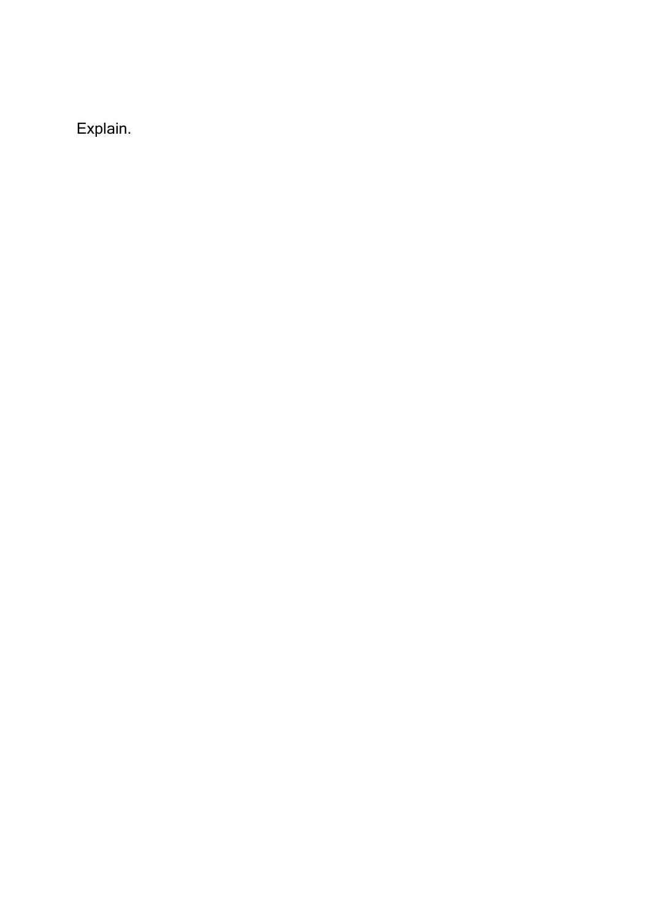Explain.